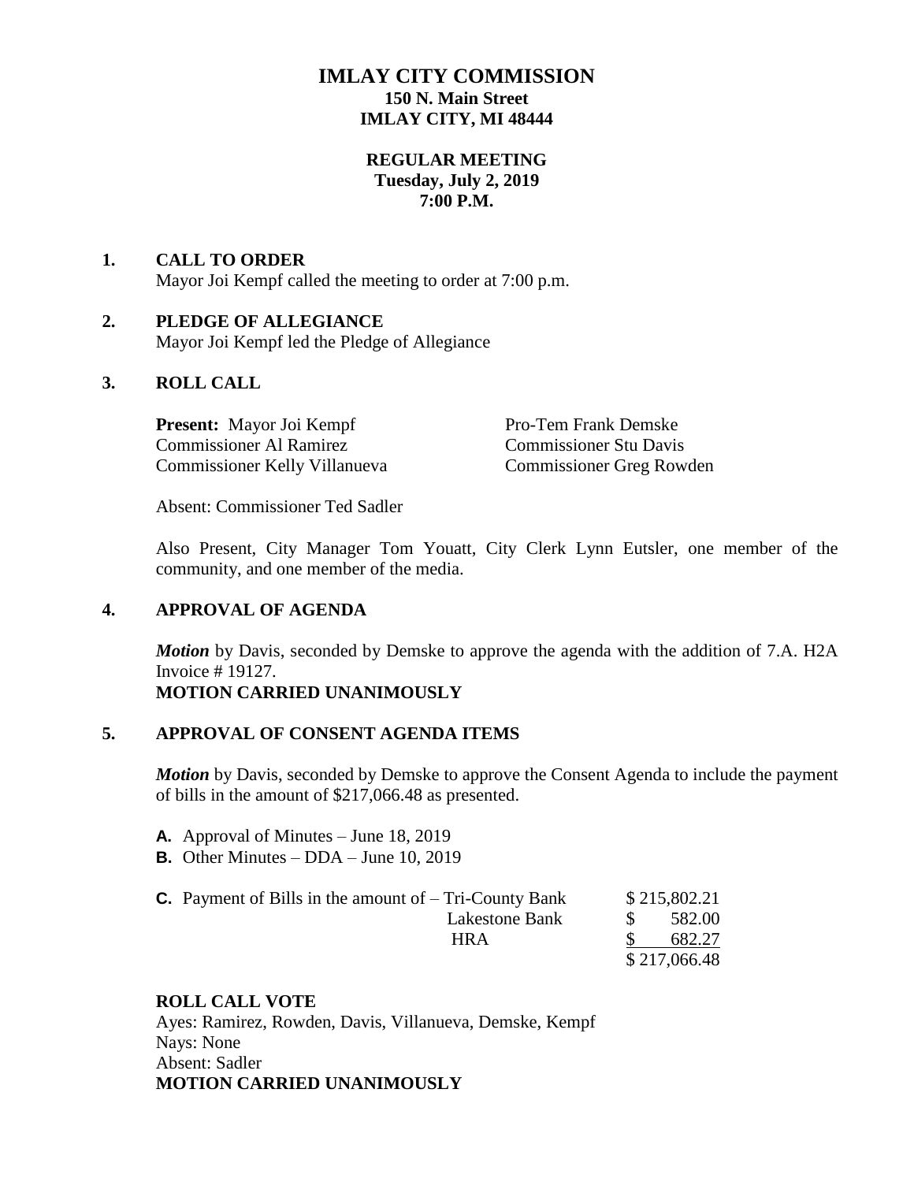# IMLAY CITY COMMISSION
**150 N. Main Street**
**IMLAY CITY, MI 48444**

**REGULAR MEETING**
**Tuesday, July 2, 2019**
**7:00 P.M.**

## 1. CALL TO ORDER

Mayor Joi Kempf called the meeting to order at 7:00 p.m.

## 2. PLEDGE OF ALLEGIANCE

Mayor Joi Kempf led the Pledge of Allegiance

## 3. ROLL CALL

**Present:** Mayor Joi Kempf
Pro-Tem Frank Demske
Commissioner Al Ramirez
Commissioner Stu Davis
Commissioner Kelly Villanueva
Commissioner Greg Rowden

Absent: Commissioner Ted Sadler

Also Present, City Manager Tom Youatt, City Clerk Lynn Eutsler, one member of the community, and one member of the media.

## 4. APPROVAL OF AGENDA

***Motion*** by Davis, seconded by Demske to approve the agenda with the addition of 7.A. H2A Invoice # 19127.
**MOTION CARRIED UNANIMOUSLY**

## 5. APPROVAL OF CONSENT AGENDA ITEMS

***Motion*** by Davis, seconded by Demske to approve the Consent Agenda to include the payment of bills in the amount of $217,066.48 as presented.

**A.** Approval of Minutes – June 18, 2019
**B.** Other Minutes – DDA – June 10, 2019

| **C.** Payment of Bills in the amount of – | Tri-County Bank | $ 215,802.21 |
|---|---|---|
| | Lakestone Bank | $ 582.00 |
| | HRA | $ 682.27 |
| | | $ 217,066.48 |

**ROLL CALL VOTE**
Ayes: Ramirez, Rowden, Davis, Villanueva, Demske, Kempf
Nays: None
Absent: Sadler
**MOTION CARRIED UNANIMOUSLY**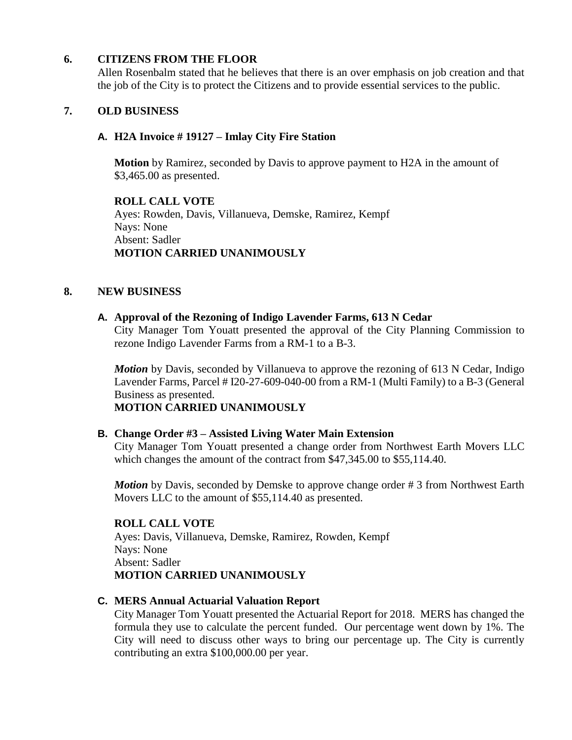## 6. CITIZENS FROM THE FLOOR

Allen Rosenbalm stated that he believes that there is an over emphasis on job creation and that the job of the City is to protect the Citizens and to provide essential services to the public.

## 7. OLD BUSINESS

### A. H2A Invoice # 19127 – Imlay City Fire Station

**Motion** by Ramirez, seconded by Davis to approve payment to H2A in the amount of $3,465.00 as presented.

**ROLL CALL VOTE**
Ayes: Rowden, Davis, Villanueva, Demske, Ramirez, Kempf
Nays: None
Absent: Sadler
**MOTION CARRIED UNANIMOUSLY**

## 8. NEW BUSINESS

### A. Approval of the Rezoning of Indigo Lavender Farms, 613 N Cedar

City Manager Tom Youatt presented the approval of the City Planning Commission to rezone Indigo Lavender Farms from a RM-1 to a B-3.

***Motion*** by Davis, seconded by Villanueva to approve the rezoning of 613 N Cedar, Indigo Lavender Farms, Parcel # I20-27-609-040-00 from a RM-1 (Multi Family) to a B-3 (General Business as presented.
**MOTION CARRIED UNANIMOUSLY**

### B. Change Order #3 – Assisted Living Water Main Extension

City Manager Tom Youatt presented a change order from Northwest Earth Movers LLC which changes the amount of the contract from $47,345.00 to $55,114.40.

***Motion*** by Davis, seconded by Demske to approve change order # 3 from Northwest Earth Movers LLC to the amount of $55,114.40 as presented.

**ROLL CALL VOTE**
Ayes: Davis, Villanueva, Demske, Ramirez, Rowden, Kempf
Nays: None
Absent: Sadler
**MOTION CARRIED UNANIMOUSLY**

### C. MERS Annual Actuarial Valuation Report

City Manager Tom Youatt presented the Actuarial Report for 2018. MERS has changed the formula they use to calculate the percent funded. Our percentage went down by 1%. The City will need to discuss other ways to bring our percentage up. The City is currently contributing an extra $100,000.00 per year.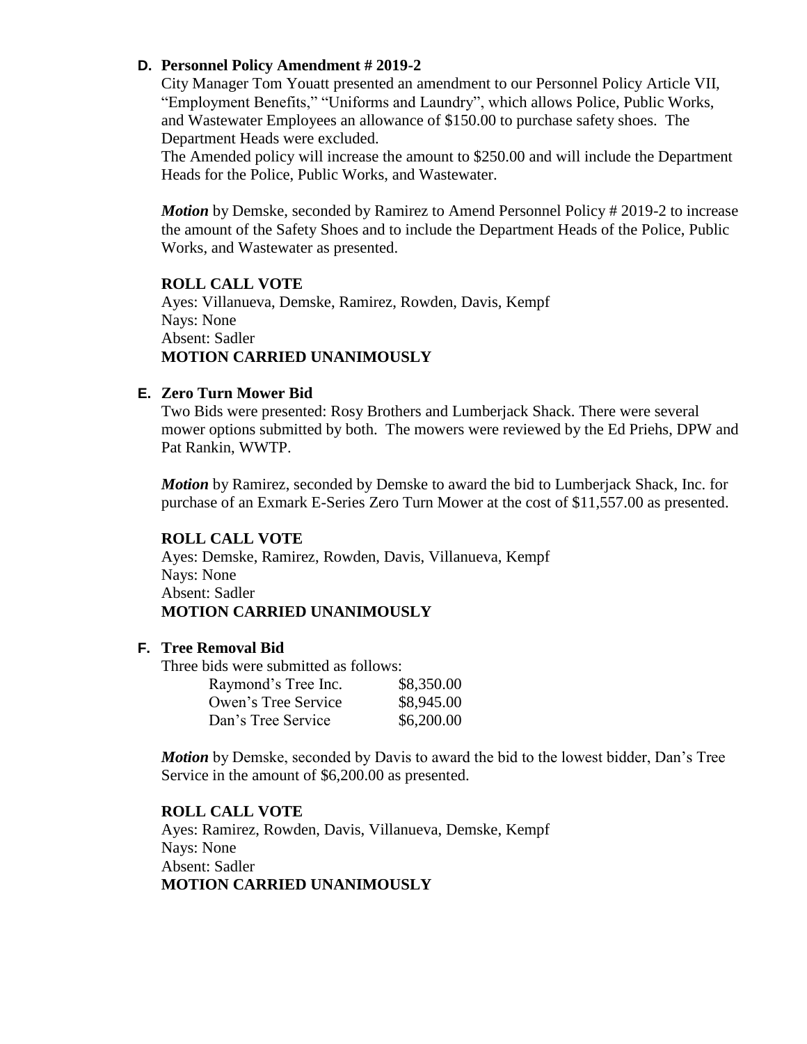**D. Personnel Policy Amendment # 2019-2**

City Manager Tom Youatt presented an amendment to our Personnel Policy Article VII, "Employment Benefits," "Uniforms and Laundry", which allows Police, Public Works, and Wastewater Employees an allowance of $150.00 to purchase safety shoes. The Department Heads were excluded.

The Amended policy will increase the amount to $250.00 and will include the Department Heads for the Police, Public Works, and Wastewater.

***Motion*** by Demske, seconded by Ramirez to Amend Personnel Policy # 2019-2 to increase the amount of the Safety Shoes and to include the Department Heads of the Police, Public Works, and Wastewater as presented.

**ROLL CALL VOTE**
Ayes: Villanueva, Demske, Ramirez, Rowden, Davis, Kempf
Nays: None
Absent: Sadler
**MOTION CARRIED UNANIMOUSLY**

**E. Zero Turn Mower Bid**

Two Bids were presented: Rosy Brothers and Lumberjack Shack. There were several mower options submitted by both. The mowers were reviewed by the Ed Priehs, DPW and Pat Rankin, WWTP.

***Motion*** by Ramirez, seconded by Demske to award the bid to Lumberjack Shack, Inc. for purchase of an Exmark E-Series Zero Turn Mower at the cost of $11,557.00 as presented.

**ROLL CALL VOTE**
Ayes: Demske, Ramirez, Rowden, Davis, Villanueva, Kempf
Nays: None
Absent: Sadler
**MOTION CARRIED UNANIMOUSLY**

**F. Tree Removal Bid**

Three bids were submitted as follows:

| | |
|---|---|
| Raymond's Tree Inc. | $8,350.00 |
| Owen's Tree Service | $8,945.00 |
| Dan's Tree Service | $6,200.00 |

***Motion*** by Demske, seconded by Davis to award the bid to the lowest bidder, Dan's Tree Service in the amount of $6,200.00 as presented.

**ROLL CALL VOTE**
Ayes: Ramirez, Rowden, Davis, Villanueva, Demske, Kempf
Nays: None
Absent: Sadler
**MOTION CARRIED UNANIMOUSLY**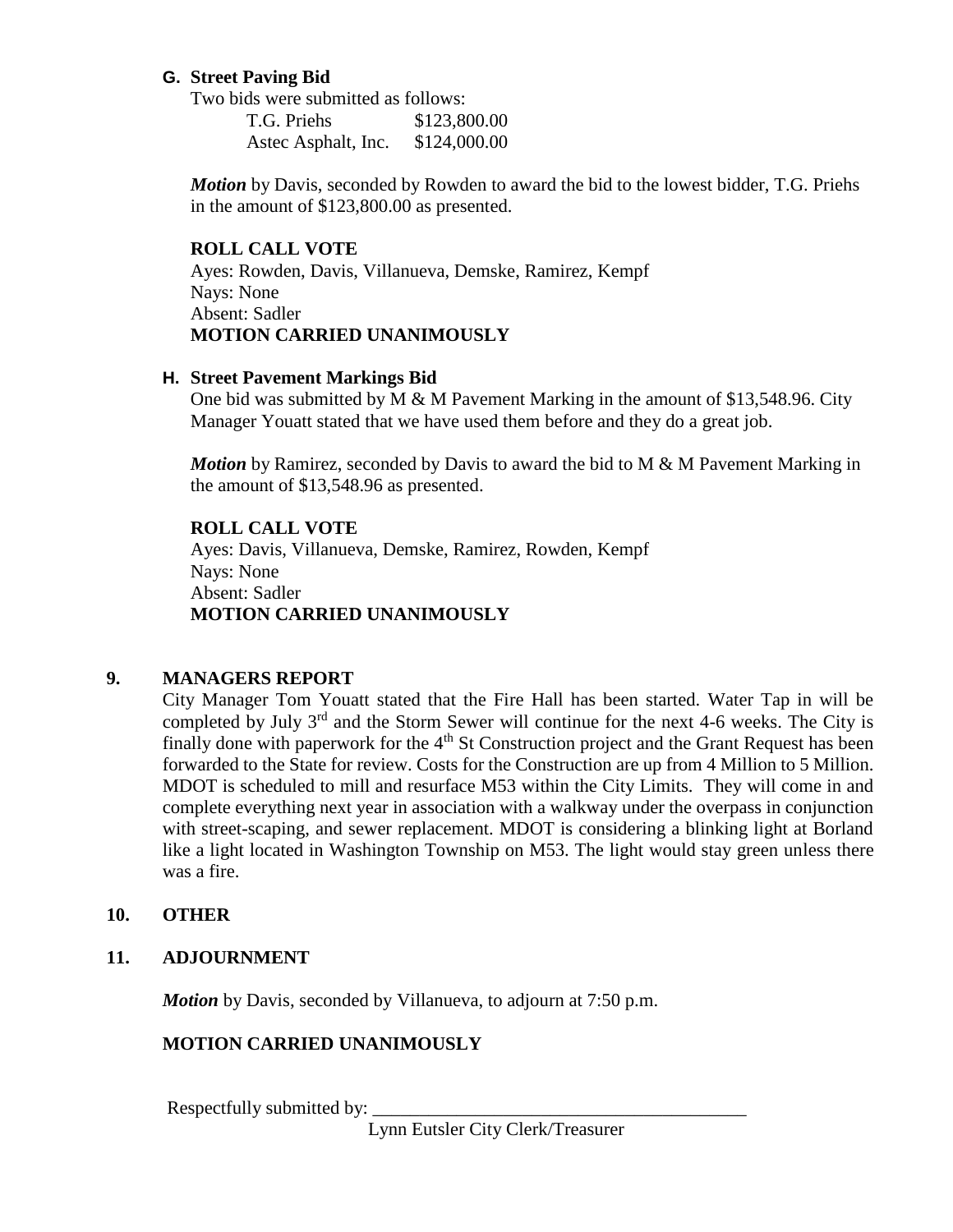**G. Street Paving Bid**

Two bids were submitted as follows:

| | |
|---|---|
| T.G. Priehs | \$123,800.00 |
| Astec Asphalt, Inc. | \$124,000.00 |

***Motion*** by Davis, seconded by Rowden to award the bid to the lowest bidder, T.G. Priehs in the amount of \$123,800.00 as presented.

**ROLL CALL VOTE**
Ayes: Rowden, Davis, Villanueva, Demske, Ramirez, Kempf
Nays: None
Absent: Sadler
**MOTION CARRIED UNANIMOUSLY**

**H. Street Pavement Markings Bid**

One bid was submitted by M & M Pavement Marking in the amount of \$13,548.96. City Manager Youatt stated that we have used them before and they do a great job.

***Motion*** by Ramirez, seconded by Davis to award the bid to M & M Pavement Marking in the amount of \$13,548.96 as presented.

**ROLL CALL VOTE**
Ayes: Davis, Villanueva, Demske, Ramirez, Rowden, Kempf
Nays: None
Absent: Sadler
**MOTION CARRIED UNANIMOUSLY**

## 9. MANAGERS REPORT

City Manager Tom Youatt stated that the Fire Hall has been started. Water Tap in will be completed by July 3rd and the Storm Sewer will continue for the next 4-6 weeks. The City is finally done with paperwork for the 4th St Construction project and the Grant Request has been forwarded to the State for review. Costs for the Construction are up from 4 Million to 5 Million. MDOT is scheduled to mill and resurface M53 within the City Limits. They will come in and complete everything next year in association with a walkway under the overpass in conjunction with street-scaping, and sewer replacement. MDOT is considering a blinking light at Borland like a light located in Washington Township on M53. The light would stay green unless there was a fire.

## 10. OTHER

## 11. ADJOURNMENT

***Motion*** by Davis, seconded by Villanueva, to adjourn at 7:50 p.m.

**MOTION CARRIED UNANIMOUSLY**

Respectfully submitted by: ________________________________________
Lynn Eutsler City Clerk/Treasurer